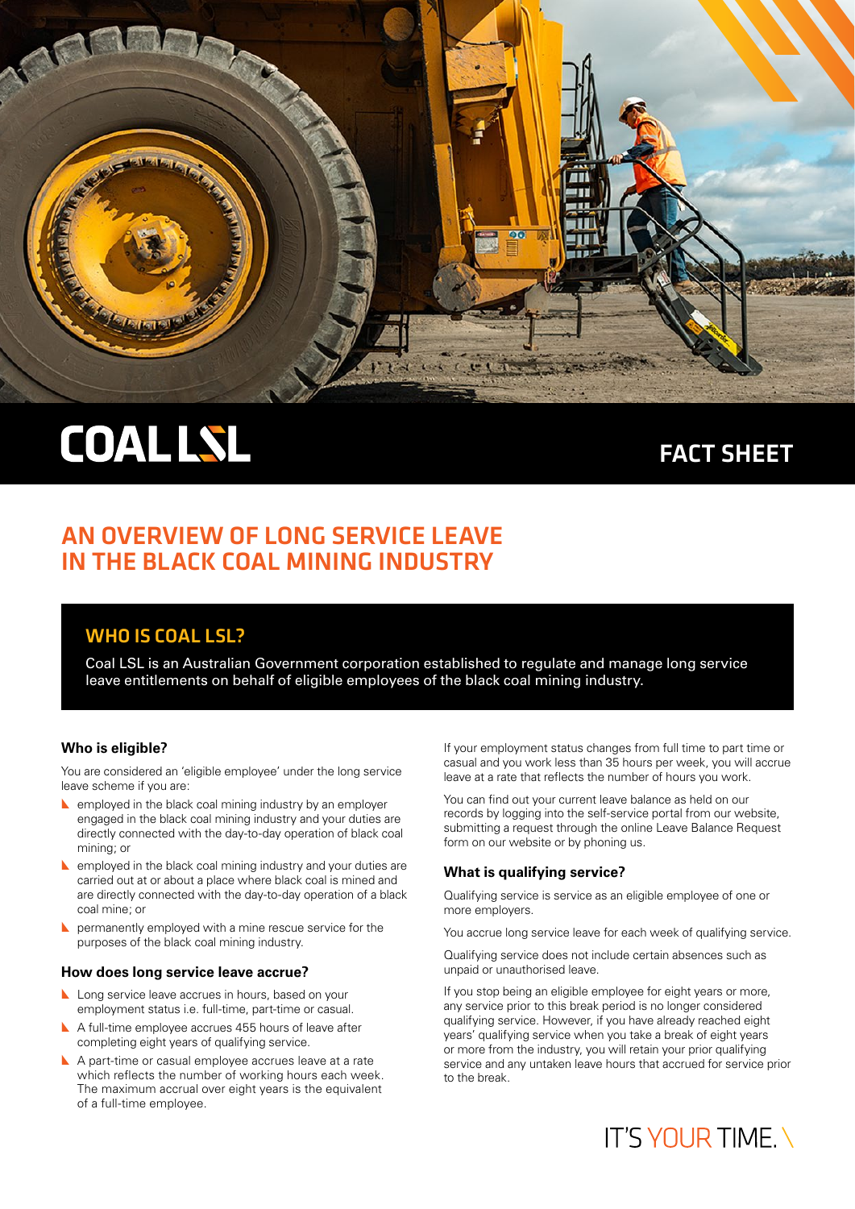COAL LSL

FACT SHEET

# AN OVERVIEW OF LONG SERVICE LEAVE IN THE BLACK COAL MINING INDUSTRY

## WHO IS COAL LSL?

Coal LSL is an Australian Government corporation established to regulate and manage long service leave entitlements on behalf of eligible employees of the black coal mining industry.

### Who is eligible?

You are considered an 'eligible employee' under the long service leave scheme if you are:

- employed in the black coal mining industry by an employer engaged in the black coal mining industry and your duties are directly connected with the day-to-day operation of black coal mining; or
- employed in the black coal mining industry and your duties are carried out at or about a place where black coal is mined and are directly connected with the day-to-day operation of a black coal mine; or
- permanently employed with a mine rescue service for the purposes of the black coal mining industry.

### How does long service leave accrue?

- Long service leave accrues in hours, based on your employment status i.e. full-time, part-time or casual.
- A full-time employee accrues 455 hours of leave after completing eight years of qualifying service.
- A part-time or casual employee accrues leave at a rate which reflects the number of working hours each week. The maximum accrual over eight years is the equivalent of a full-time employee.

If your employment status changes from full time to part time or casual and you work less than 35 hours per week, you will accrue leave at a rate that reflects the number of hours you work.

You can find out your current leave balance as held on our records by logging into the self-service portal from our website, submitting a request through the online Leave Balance Request form on our website or by phoning us.

### What is qualifying service?

Qualifying service is service as an eligible employee of one or more employers.

You accrue long service leave for each week of qualifying service.

Qualifying service does not include certain absences such as unpaid or unauthorised leave.

If you stop being an eligible employee for eight years or more, any service prior to this break period is no longer considered qualifying service. However, if you have already reached eight years' qualifying service when you take a break of eight years or more from the industry, you will retain your prior qualifying service and any untaken leave hours that accrued for service prior to the break.

IT'S YOUR TIME.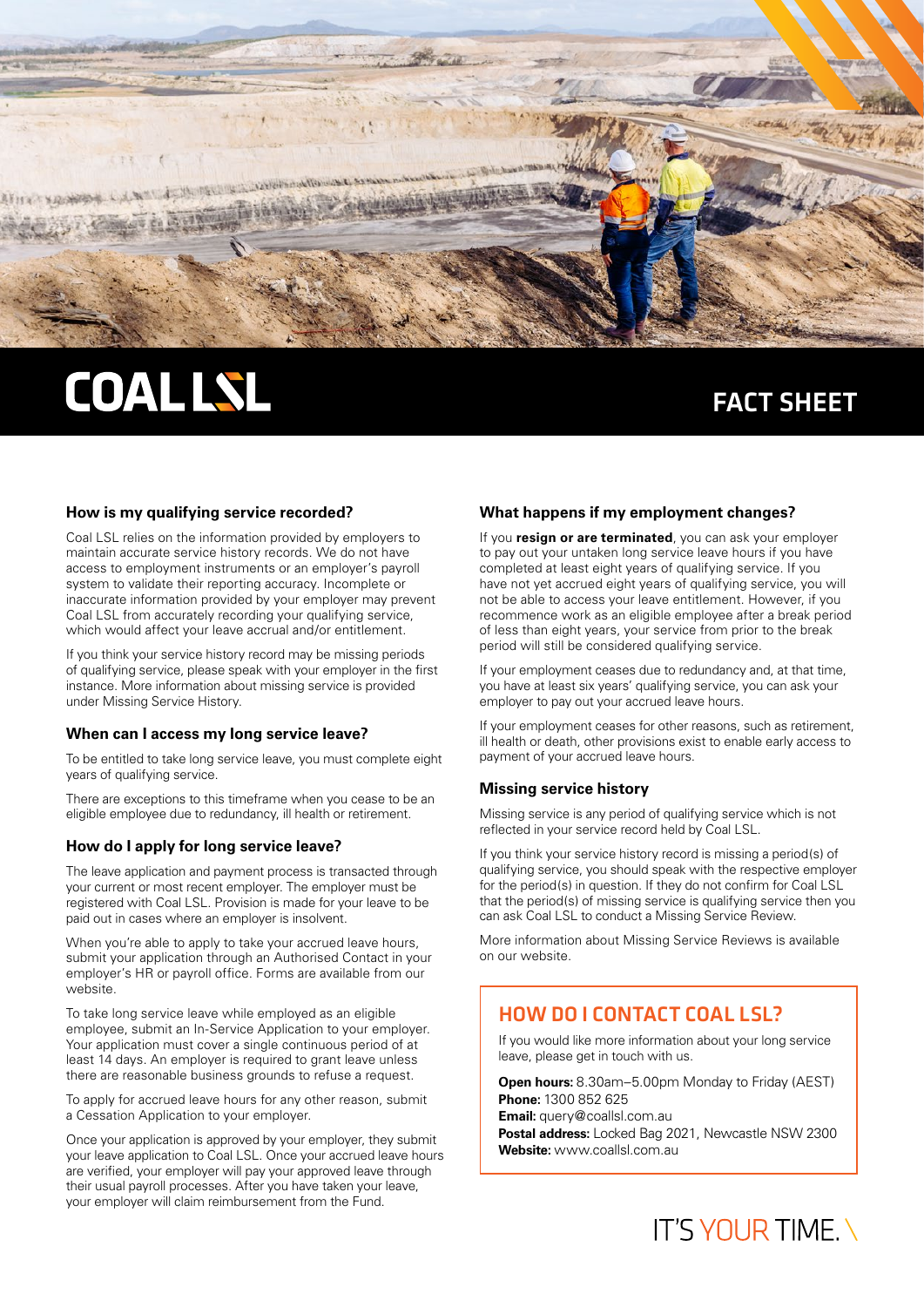# COAL LSL

## FACT SHEET

### How is my qualifying service recorded?

Coal LSL relies on the information provided by employers to maintain accurate service history records. We do not have access to employment instruments or an employer's payroll system to validate their reporting accuracy. Incomplete or inaccurate information provided by your employer may prevent Coal LSL from accurately recording your qualifying service, which would affect your leave accrual and/or entitlement.

If you think your service history record may be missing periods of qualifying service, please speak with your employer in the first instance. More information about missing service is provided under Missing Service History.

### When can I access my long service leave?

To be entitled to take long service leave, you must complete eight years of qualifying service.

There are exceptions to this timeframe when you cease to be an eligible employee due to redundancy, ill health or retirement.

### How do I apply for long service leave?

The leave application and payment process is transacted through your current or most recent employer. The employer must be registered with Coal LSL. Provision is made for your leave to be paid out in cases where an employer is insolvent.

When you're able to apply to take your accrued leave hours, submit your application through an Authorised Contact in your employer's HR or payroll office. Forms are available from our website.

To take long service leave while employed as an eligible employee, submit an In-Service Application to your employer. Your application must cover a single continuous period of at least 14 days. An employer is required to grant leave unless there are reasonable business grounds to refuse a request.

To apply for accrued leave hours for any other reason, submit a Cessation Application to your employer.

Once your application is approved by your employer, they submit your leave application to Coal LSL. Once your accrued leave hours are verified, your employer will pay your approved leave through their usual payroll processes. After you have taken your leave, your employer will claim reimbursement from the Fund.

### What happens if my employment changes?

If you **resign or are terminated**, you can ask your employer to pay out your untaken long service leave hours if you have completed at least eight years of qualifying service. If you have not yet accrued eight years of qualifying service, you will not be able to access your leave entitlement. However, if you recommence work as an eligible employee after a break period of less than eight years, your service from prior to the break period will still be considered qualifying service.

If your employment ceases due to redundancy and, at that time, you have at least six years' qualifying service, you can ask your employer to pay out your accrued leave hours.

If your employment ceases for other reasons, such as retirement, ill health or death, other provisions exist to enable early access to payment of your accrued leave hours.

### Missing service history

Missing service is any period of qualifying service which is not reflected in your service record held by Coal LSL.

If you think your service history record is missing a period(s) of qualifying service, you should speak with the respective employer for the period(s) in question. If they do not confirm for Coal LSL that the period(s) of missing service is qualifying service then you can ask Coal LSL to conduct a Missing Service Review.

More information about Missing Service Reviews is available on our website.

## HOW DO I CONTACT COAL LSL?

If you would like more information about your long service leave, please get in touch with us.

**Open hours:** 8.30am–5.00pm Monday to Friday (AEST)
**Phone:** 1300 852 625
**Email:** query@coallsl.com.au
**Postal address:** Locked Bag 2021, Newcastle NSW 2300
**Website:** www.coallsl.com.au

IT'S YOUR TIME.